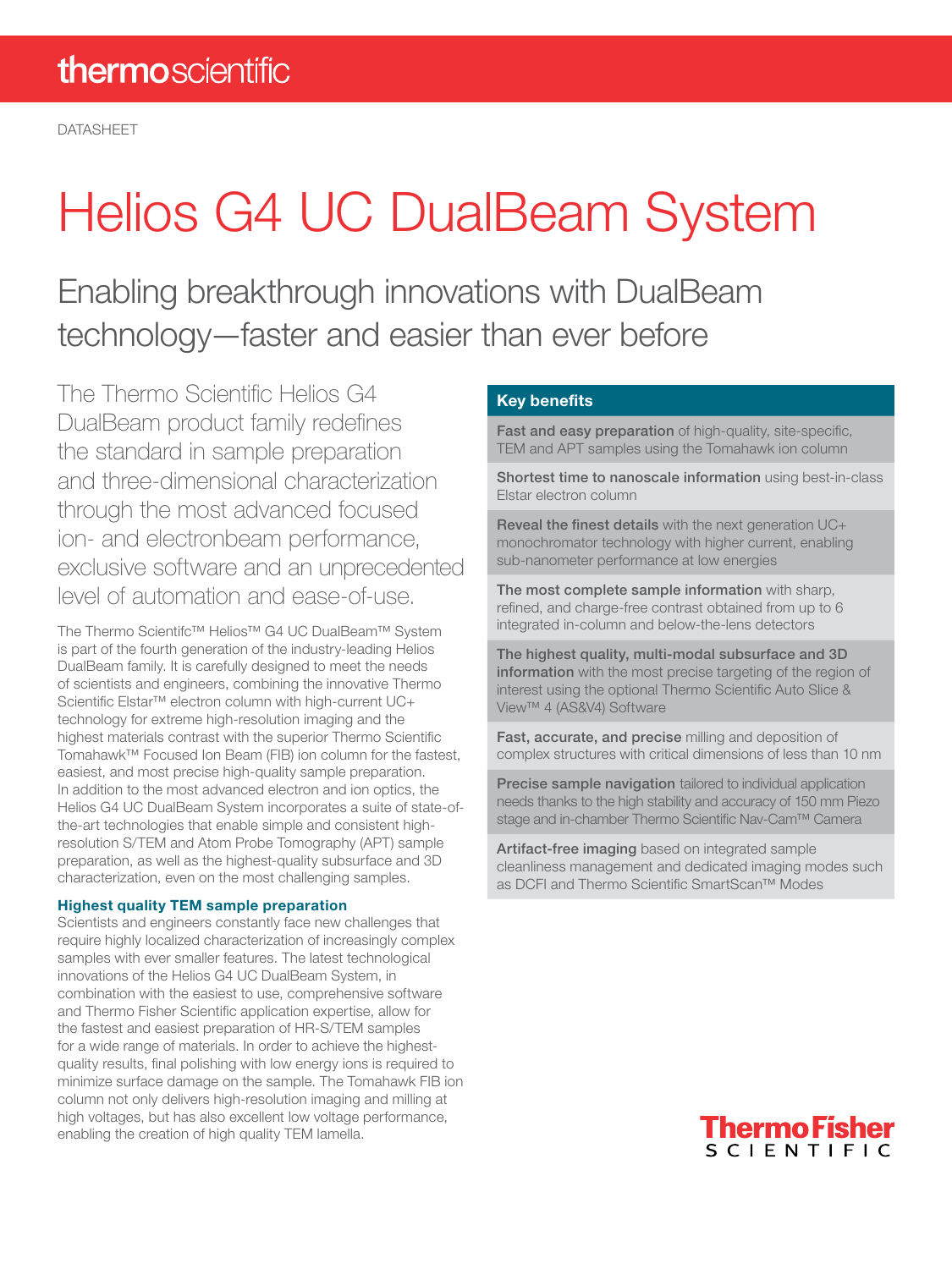DATASHEET

# Helios G4 UC DualBeam System

## Enabling breakthrough innovations with DualBeam technology—faster and easier than ever before

The Thermo Scientific Helios G4 DualBeam product family redefines the standard in sample preparation and three-dimensional characterization through the most advanced focused ion- and electronbeam performance, exclusive software and an unprecedented level of automation and ease-of-use.

The Thermo Scientifc™ Helios™ G4 UC DualBeam™ System is part of the fourth generation of the industry-leading Helios DualBeam family. It is carefully designed to meet the needs of scientists and engineers, combining the innovative Thermo Scientific Elstar™ electron column with high-current UC+ technology for extreme high-resolution imaging and the highest materials contrast with the superior Thermo Scientific Tomahawk™ Focused Ion Beam (FIB) ion column for the fastest, easiest, and most precise high-quality sample preparation. In addition to the most advanced electron and ion optics, the Helios G4 UC DualBeam System incorporates a suite of state-of-the-art technologies that enable simple and consistent high-resolution S/TEM and Atom Probe Tomography (APT) sample preparation, as well as the highest-quality subsurface and 3D characterization, even on the most challenging samples.

### Highest quality TEM sample preparation

Scientists and engineers constantly face new challenges that require highly localized characterization of increasingly complex samples with ever smaller features. The latest technological innovations of the Helios G4 UC DualBeam System, in combination with the easiest to use, comprehensive software and Thermo Fisher Scientific application expertise, allow for the fastest and easiest preparation of HR-S/TEM samples for a wide range of materials. In order to achieve the highest-quality results, final polishing with low energy ions is required to minimize surface damage on the sample. The Tomahawk FIB ion column not only delivers high-resolution imaging and milling at high voltages, but has also excellent low voltage performance, enabling the creation of high quality TEM lamella.

### Key benefits

**Fast and easy preparation** of high-quality, site-specific, TEM and APT samples using the Tomahawk ion column

**Shortest time to nanoscale information** using best-in-class Elstar electron column

**Reveal the finest details** with the next generation UC+ monochromator technology with higher current, enabling sub-nanometer performance at low energies

**The most complete sample information** with sharp, refined, and charge-free contrast obtained from up to 6 integrated in-column and below-the-lens detectors

**The highest quality, multi-modal subsurface and 3D information** with the most precise targeting of the region of interest using the optional Thermo Scientific Auto Slice & View™ 4 (AS&V4) Software

**Fast, accurate, and precise** milling and deposition of complex structures with critical dimensions of less than 10 nm

**Precise sample navigation** tailored to individual application needs thanks to the high stability and accuracy of 150 mm Piezo stage and in-chamber Thermo Scientific Nav-Cam™ Camera

**Artifact-free imaging** based on integrated sample cleanliness management and dedicated imaging modes such as DCFI and Thermo Scientific SmartScan™ Modes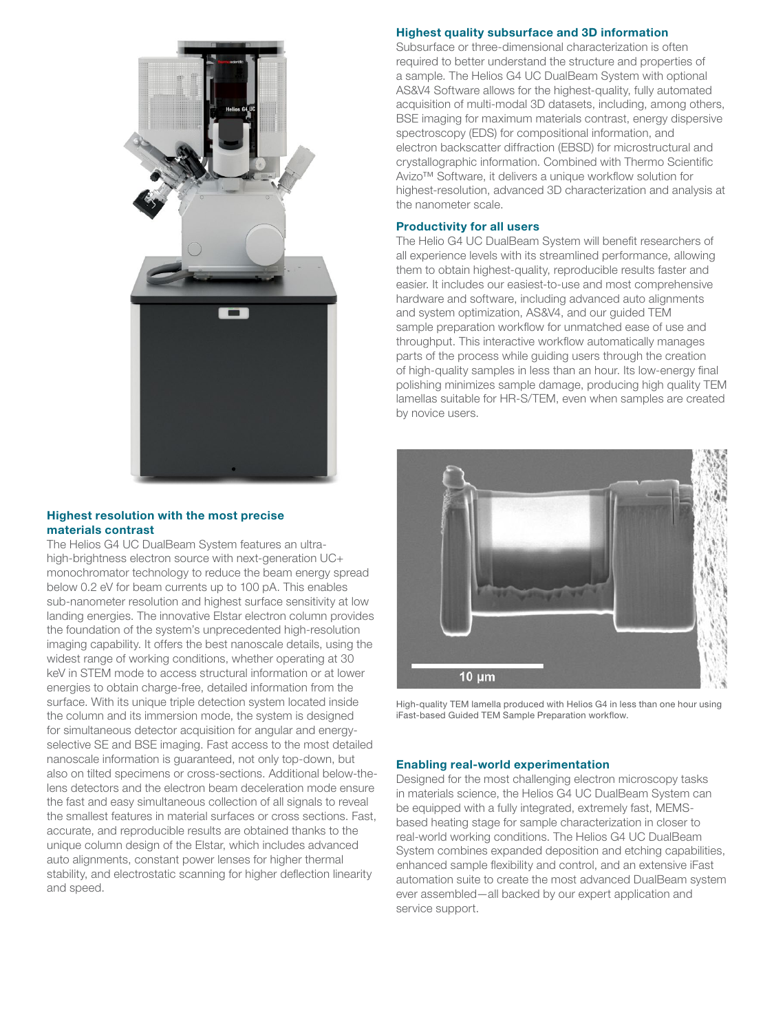## Highest resolution with the most precise materials contrast

The Helios G4 UC DualBeam System features an ultra-high-brightness electron source with next-generation UC+ monochromator technology to reduce the beam energy spread below 0.2 eV for beam currents up to 100 pA. This enables sub-nanometer resolution and highest surface sensitivity at low landing energies. The innovative Elstar electron column provides the foundation of the system's unprecedented high-resolution imaging capability. It offers the best nanoscale details, using the widest range of working conditions, whether operating at 30 keV in STEM mode to access structural information or at lower energies to obtain charge-free, detailed information from the surface. With its unique triple detection system located inside the column and its immersion mode, the system is designed for simultaneous detector acquisition for angular and energy-selective SE and BSE imaging. Fast access to the most detailed nanoscale information is guaranteed, not only top-down, but also on tilted specimens or cross-sections. Additional below-the-lens detectors and the electron beam deceleration mode ensure the fast and easy simultaneous collection of all signals to reveal the smallest features in material surfaces or cross sections. Fast, accurate, and reproducible results are obtained thanks to the unique column design of the Elstar, which includes advanced auto alignments, constant power lenses for higher thermal stability, and electrostatic scanning for higher deflection linearity and speed.

## Highest quality subsurface and 3D information

Subsurface or three-dimensional characterization is often required to better understand the structure and properties of a sample. The Helios G4 UC DualBeam System with optional AS&V4 Software allows for the highest-quality, fully automated acquisition of multi-modal 3D datasets, including, among others, BSE imaging for maximum materials contrast, energy dispersive spectroscopy (EDS) for compositional information, and electron backscatter diffraction (EBSD) for microstructural and crystallographic information. Combined with Thermo Scientific Avizo™ Software, it delivers a unique workflow solution for highest-resolution, advanced 3D characterization and analysis at the nanometer scale.

## Productivity for all users

The Helio G4 UC DualBeam System will benefit researchers of all experience levels with its streamlined performance, allowing them to obtain highest-quality, reproducible results faster and easier. It includes our easiest-to-use and most comprehensive hardware and software, including advanced auto alignments and system optimization, AS&V4, and our guided TEM sample preparation workflow for unmatched ease of use and throughput. This interactive workflow automatically manages parts of the process while guiding users through the creation of high-quality samples in less than an hour. Its low-energy final polishing minimizes sample damage, producing high quality TEM lamellas suitable for HR-S/TEM, even when samples are created by novice users.

High-quality TEM lamella produced with Helios G4 in less than one hour using iFast-based Guided TEM Sample Preparation workflow.

## Enabling real-world experimentation

Designed for the most challenging electron microscopy tasks in materials science, the Helios G4 UC DualBeam System can be equipped with a fully integrated, extremely fast, MEMS-based heating stage for sample characterization in closer to real-world working conditions. The Helios G4 UC DualBeam System combines expanded deposition and etching capabilities, enhanced sample flexibility and control, and an extensive iFast automation suite to create the most advanced DualBeam system ever assembled—all backed by our expert application and service support.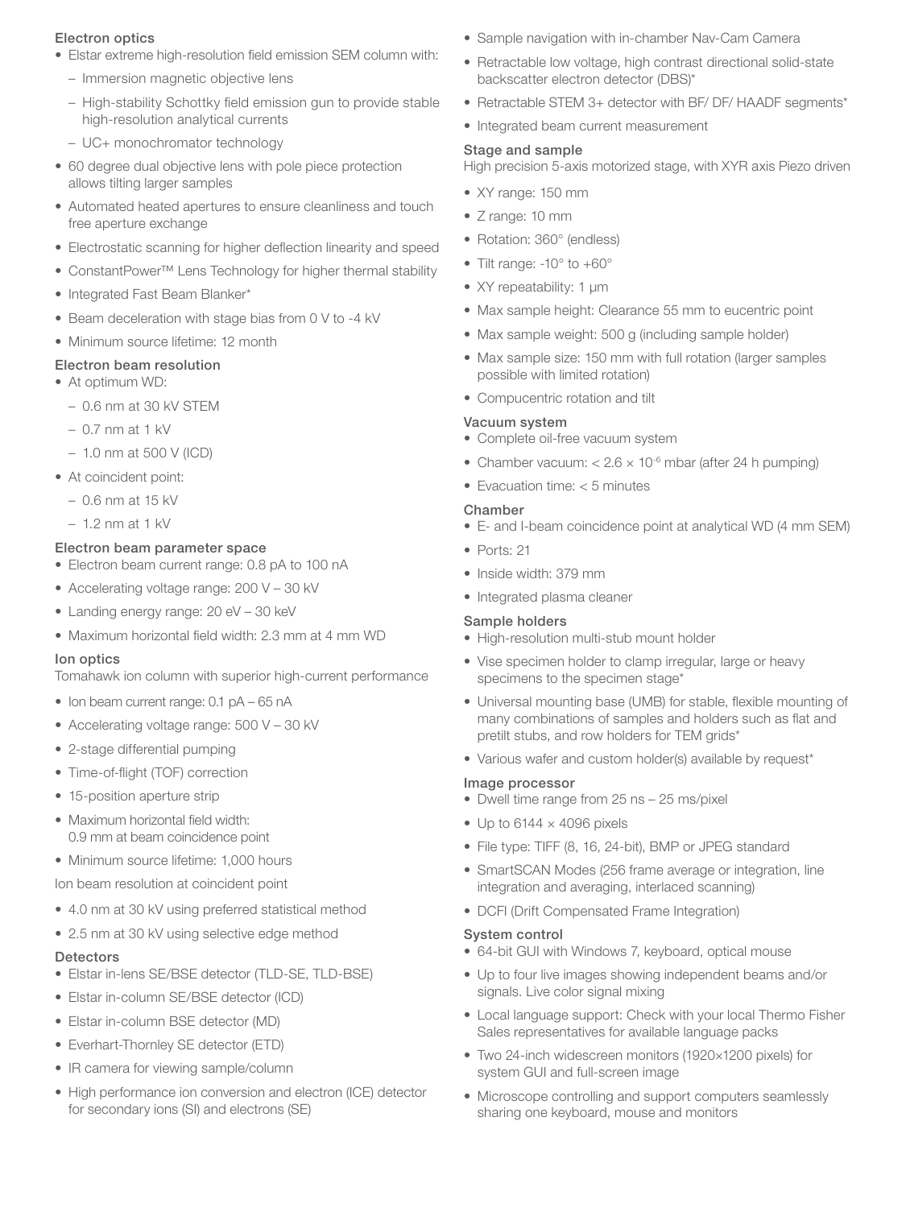### Electron optics

- Elstar extreme high-resolution field emission SEM column with:
  - Immersion magnetic objective lens
  - High-stability Schottky field emission gun to provide stable high-resolution analytical currents
  - UC+ monochromator technology
- 60 degree dual objective lens with pole piece protection allows tilting larger samples
- Automated heated apertures to ensure cleanliness and touch free aperture exchange
- Electrostatic scanning for higher deflection linearity and speed
- ConstantPower™ Lens Technology for higher thermal stability
- Integrated Fast Beam Blanker*
- Beam deceleration with stage bias from 0 V to -4 kV
- Minimum source lifetime: 12 month

### Electron beam resolution

- At optimum WD:
  - 0.6 nm at 30 kV STEM
  - 0.7 nm at 1 kV
  - 1.0 nm at 500 V (ICD)
- At coincident point:
  - 0.6 nm at 15 kV
  - 1.2 nm at 1 kV

### Electron beam parameter space

- Electron beam current range: 0.8 pA to 100 nA
- Accelerating voltage range: 200 V – 30 kV
- Landing energy range: 20 eV – 30 keV
- Maximum horizontal field width: 2.3 mm at 4 mm WD

### Ion optics

Tomahawk ion column with superior high-current performance

- Ion beam current range: 0.1 pA – 65 nA
- Accelerating voltage range: 500 V – 30 kV
- 2-stage differential pumping
- Time-of-flight (TOF) correction
- 15-position aperture strip
- Maximum horizontal field width: 0.9 mm at beam coincidence point
- Minimum source lifetime: 1,000 hours

Ion beam resolution at coincident point

- 4.0 nm at 30 kV using preferred statistical method
- 2.5 nm at 30 kV using selective edge method

### Detectors

- Elstar in-lens SE/BSE detector (TLD-SE, TLD-BSE)
- Elstar in-column SE/BSE detector (ICD)
- Elstar in-column BSE detector (MD)
- Everhart-Thornley SE detector (ETD)
- IR camera for viewing sample/column
- High performance ion conversion and electron (ICE) detector for secondary ions (SI) and electrons (SE)
- Sample navigation with in-chamber Nav-Cam Camera
- Retractable low voltage, high contrast directional solid-state backscatter electron detector (DBS)*
- Retractable STEM 3+ detector with BF/ DF/ HAADF segments*
- Integrated beam current measurement

### Stage and sample

High precision 5-axis motorized stage, with XYR axis Piezo driven

- XY range: 150 mm
- Z range: 10 mm
- Rotation: 360° (endless)
- Tilt range: -10° to +60°
- XY repeatability: 1 μm
- Max sample height: Clearance 55 mm to eucentric point
- Max sample weight: 500 g (including sample holder)
- Max sample size: 150 mm with full rotation (larger samples possible with limited rotation)
- Compucentric rotation and tilt

### Vacuum system

- Complete oil-free vacuum system
- Chamber vacuum: $< 2.6 \times 10^{-6}$ mbar (after 24 h pumping)
- Evacuation time: < 5 minutes

### Chamber

- E- and I-beam coincidence point at analytical WD (4 mm SEM)
- Ports: 21
- Inside width: 379 mm
- Integrated plasma cleaner

### Sample holders

- High-resolution multi-stub mount holder
- Vise specimen holder to clamp irregular, large or heavy specimens to the specimen stage*
- Universal mounting base (UMB) for stable, flexible mounting of many combinations of samples and holders such as flat and pretilt stubs, and row holders for TEM grids*
- Various wafer and custom holder(s) available by request*

### Image processor

- Dwell time range from 25 ns – 25 ms/pixel
- Up to 6144 × 4096 pixels
- File type: TIFF (8, 16, 24-bit), BMP or JPEG standard
- SmartSCAN Modes (256 frame average or integration, line integration and averaging, interlaced scanning)
- DCFI (Drift Compensated Frame Integration)

### System control

- 64-bit GUI with Windows 7, keyboard, optical mouse
- Up to four live images showing independent beams and/or signals. Live color signal mixing
- Local language support: Check with your local Thermo Fisher Sales representatives for available language packs
- Two 24-inch widescreen monitors (1920×1200 pixels) for system GUI and full-screen image
- Microscope controlling and support computers seamlessly sharing one keyboard, mouse and monitors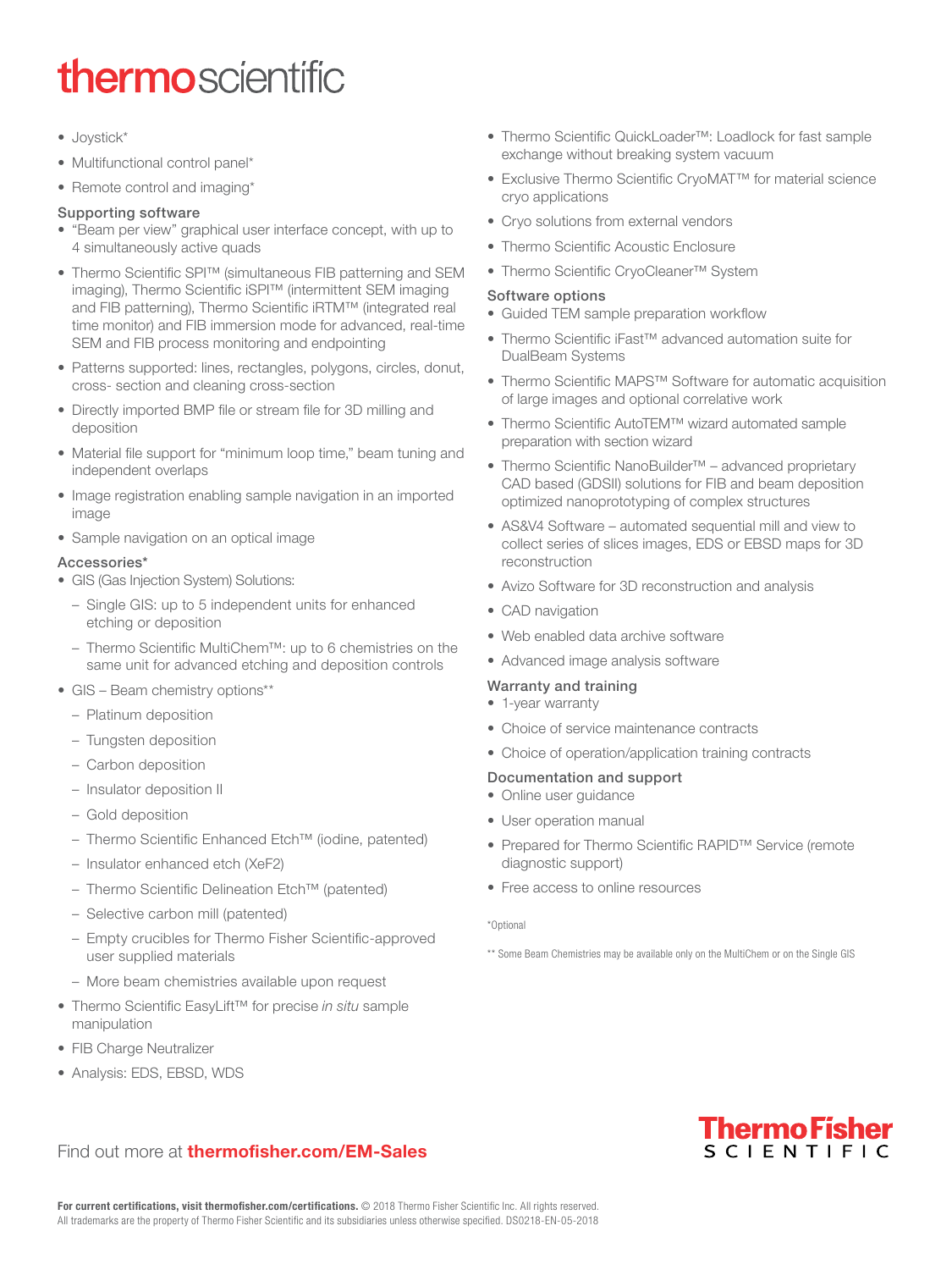- Joystick*
- Multifunctional control panel*
- Remote control and imaging*

### Supporting software

- "Beam per view" graphical user interface concept, with up to 4 simultaneously active quads
- Thermo Scientific SPI™ (simultaneous FIB patterning and SEM imaging), Thermo Scientific iSPI™ (intermittent SEM imaging and FIB patterning), Thermo Scientific iRTM™ (integrated real time monitor) and FIB immersion mode for advanced, real-time SEM and FIB process monitoring and endpointing
- Patterns supported: lines, rectangles, polygons, circles, donut, cross- section and cleaning cross-section
- Directly imported BMP file or stream file for 3D milling and deposition
- Material file support for "minimum loop time," beam tuning and independent overlaps
- Image registration enabling sample navigation in an imported image
- Sample navigation on an optical image

### Accessories*

- GIS (Gas Injection System) Solutions:
  - Single GIS: up to 5 independent units for enhanced etching or deposition
  - Thermo Scientific MultiChem™: up to 6 chemistries on the same unit for advanced etching and deposition controls
- GIS – Beam chemistry options**
  - Platinum deposition
  - Tungsten deposition
  - Carbon deposition
  - Insulator deposition II
  - Gold deposition
  - Thermo Scientific Enhanced Etch™ (iodine, patented)
  - Insulator enhanced etch ($XeF_2$)
  - Thermo Scientific Delineation Etch™ (patented)
  - Selective carbon mill (patented)
  - Empty crucibles for Thermo Fisher Scientific-approved user supplied materials
  - More beam chemistries available upon request
- Thermo Scientific EasyLift™ for precise *in situ* sample manipulation
- FIB Charge Neutralizer
- Analysis: EDS, EBSD, WDS
- Thermo Scientific QuickLoader™: Loadlock for fast sample exchange without breaking system vacuum
- Exclusive Thermo Scientific CryoMAT™ for material science cryo applications
- Cryo solutions from external vendors
- Thermo Scientific Acoustic Enclosure
- Thermo Scientific CryoCleaner™ System

### Software options

- Guided TEM sample preparation workflow
- Thermo Scientific iFast™ advanced automation suite for DualBeam Systems
- Thermo Scientific MAPS™ Software for automatic acquisition of large images and optional correlative work
- Thermo Scientific AutoTEM™ wizard automated sample preparation with section wizard
- Thermo Scientific NanoBuilder™ – advanced proprietary CAD based (GDSII) solutions for FIB and beam deposition optimized nanoprototyping of complex structures
- AS&V4 Software – automated sequential mill and view to collect series of slices images, EDS or EBSD maps for 3D reconstruction
- Avizo Software for 3D reconstruction and analysis
- CAD navigation
- Web enabled data archive software
- Advanced image analysis software

### Warranty and training

- 1-year warranty
- Choice of service maintenance contracts
- Choice of operation/application training contracts

### Documentation and support

- Online user guidance
- User operation manual
- Prepared for Thermo Scientific RAPID™ Service (remote diagnostic support)
- Free access to online resources

*Optional

** Some Beam Chemistries may be available only on the MultiChem or on the Single GIS

Find out more at **thermofisher.com/EM-Sales**

**For current certifications, visit thermofisher.com/certifications.** © 2018 Thermo Fisher Scientific Inc. All rights reserved. All trademarks are the property of Thermo Fisher Scientific and its subsidiaries unless otherwise specified. DS0218-EN-05-2018